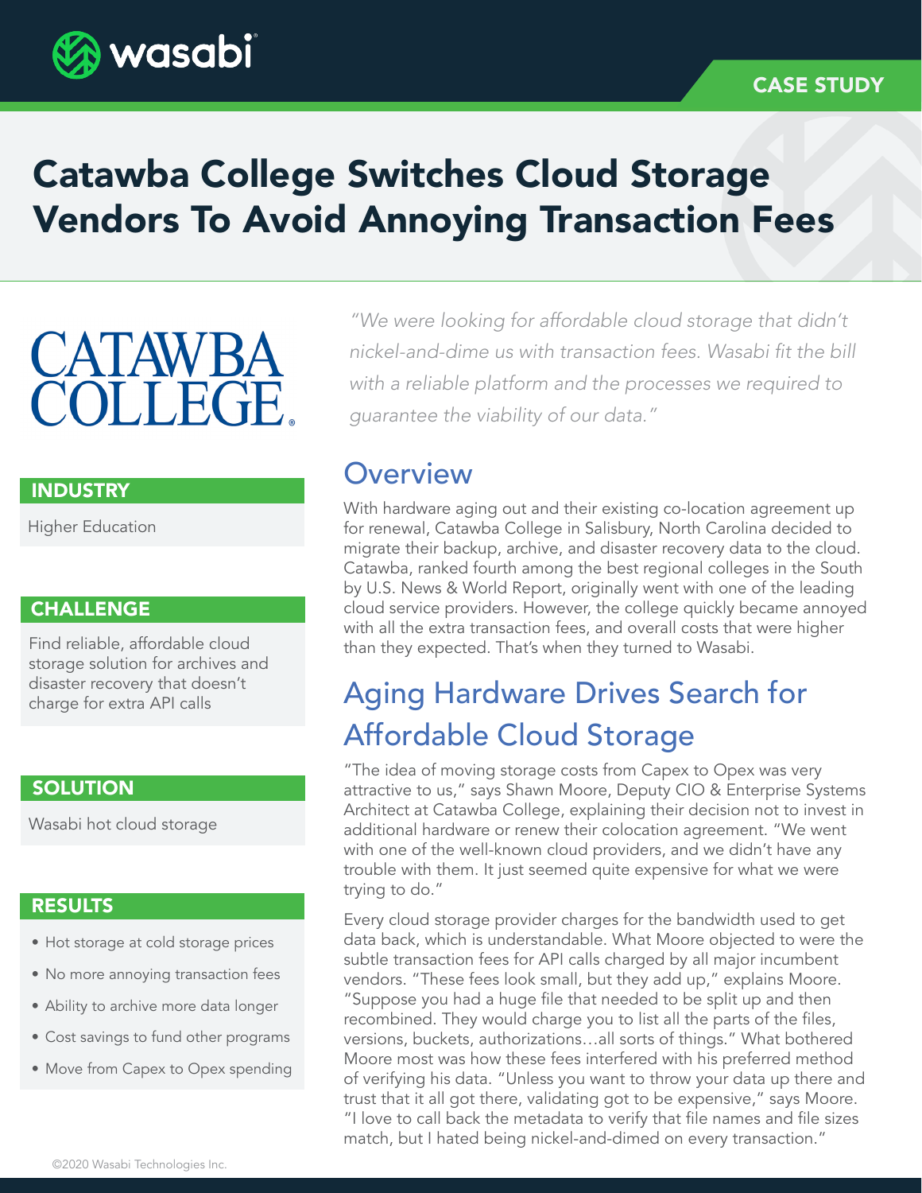CASE STUDY

# Catawba College Switches Cloud Storage Vendors To Avoid Annoying Transaction Fees

*"We were looking for affordable cloud storage that didn't nickel-and-dime us with transaction fees. Wasabi fit the bill with a reliable platform and the processes we required to guarantee the viability of our data."*

### INDUSTRY

Higher Education

### CHALLENGE

Find reliable, affordable cloud storage solution for archives and disaster recovery that doesn't charge for extra API calls

### SOLUTION

Wasabi hot cloud storage

### RESULTS

- Hot storage at cold storage prices
- No more annoying transaction fees
- Ability to archive more data longer
- Cost savings to fund other programs
- Move from Capex to Opex spending

## Overview

With hardware aging out and their existing co-location agreement up for renewal, Catawba College in Salisbury, North Carolina decided to migrate their backup, archive, and disaster recovery data to the cloud. Catawba, ranked fourth among the best regional colleges in the South by U.S. News & World Report, originally went with one of the leading cloud service providers. However, the college quickly became annoyed with all the extra transaction fees, and overall costs that were higher than they expected. That's when they turned to Wasabi.

## Aging Hardware Drives Search for Affordable Cloud Storage

"The idea of moving storage costs from Capex to Opex was very attractive to us," says Shawn Moore, Deputy CIO & Enterprise Systems Architect at Catawba College, explaining their decision not to invest in additional hardware or renew their colocation agreement. "We went with one of the well-known cloud providers, and we didn't have any trouble with them. It just seemed quite expensive for what we were trying to do."

Every cloud storage provider charges for the bandwidth used to get data back, which is understandable. What Moore objected to were the subtle transaction fees for API calls charged by all major incumbent vendors. "These fees look small, but they add up," explains Moore. "Suppose you had a huge file that needed to be split up and then recombined. They would charge you to list all the parts of the files, versions, buckets, authorizations…all sorts of things." What bothered Moore most was how these fees interfered with his preferred method of verifying his data. "Unless you want to throw your data up there and trust that it all got there, validating got to be expensive," says Moore. "I love to call back the metadata to verify that file names and file sizes match, but I hated being nickel-and-dimed on every transaction."

©2020 Wasabi Technologies Inc.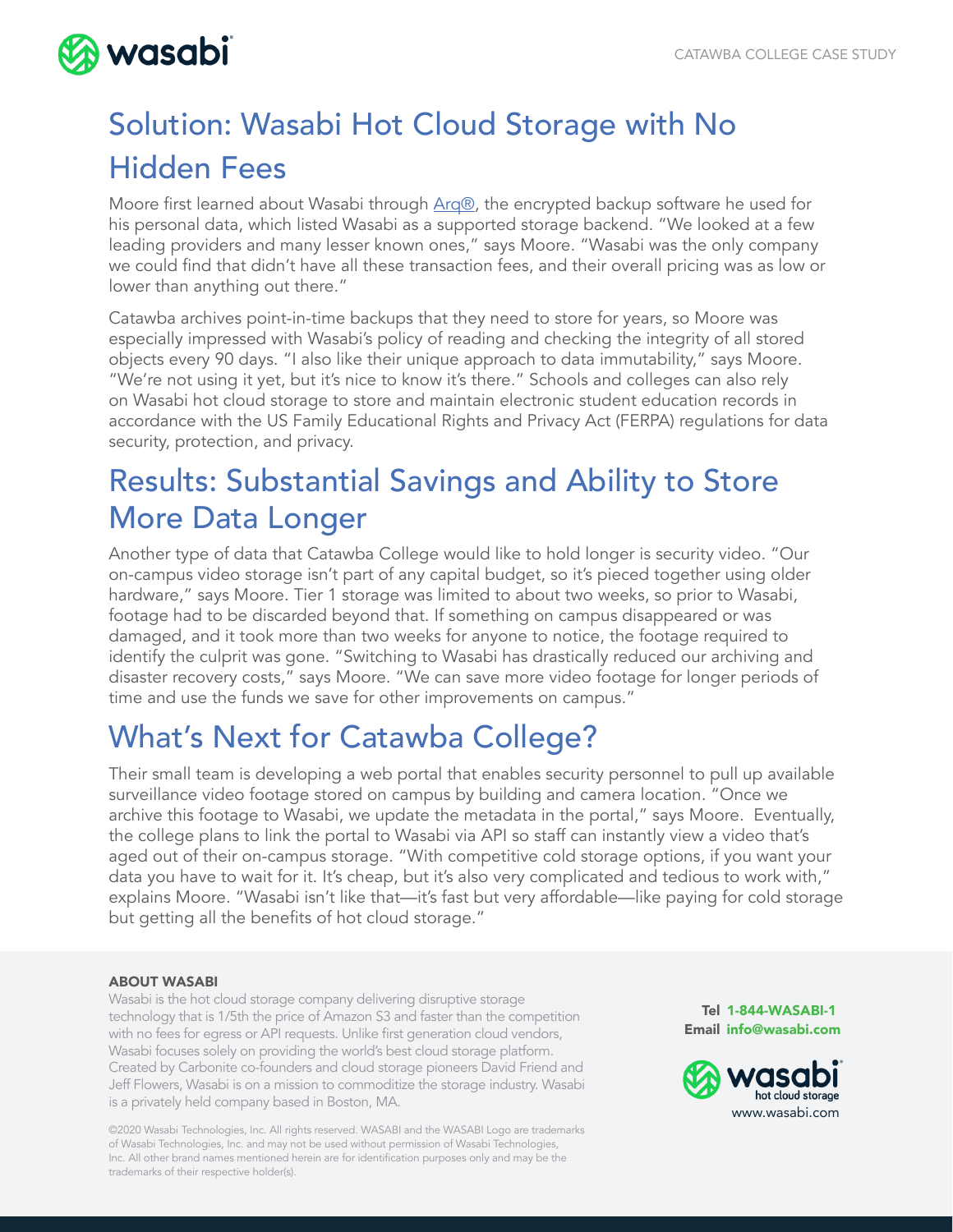## Solution: Wasabi Hot Cloud Storage with No Hidden Fees

Moore first learned about Wasabi through Arq®, the encrypted backup software he used for his personal data, which listed Wasabi as a supported storage backend. "We looked at a few leading providers and many lesser known ones," says Moore. "Wasabi was the only company we could find that didn't have all these transaction fees, and their overall pricing was as low or lower than anything out there."

Catawba archives point-in-time backups that they need to store for years, so Moore was especially impressed with Wasabi's policy of reading and checking the integrity of all stored objects every 90 days. "I also like their unique approach to data immutability," says Moore. "We're not using it yet, but it's nice to know it's there." Schools and colleges can also rely on Wasabi hot cloud storage to store and maintain electronic student education records in accordance with the US Family Educational Rights and Privacy Act (FERPA) regulations for data security, protection, and privacy.

## Results: Substantial Savings and Ability to Store More Data Longer

Another type of data that Catawba College would like to hold longer is security video. "Our on-campus video storage isn't part of any capital budget, so it's pieced together using older hardware," says Moore. Tier 1 storage was limited to about two weeks, so prior to Wasabi, footage had to be discarded beyond that. If something on campus disappeared or was damaged, and it took more than two weeks for anyone to notice, the footage required to identify the culprit was gone. "Switching to Wasabi has drastically reduced our archiving and disaster recovery costs," says Moore. "We can save more video footage for longer periods of time and use the funds we save for other improvements on campus."

## What's Next for Catawba College?

Their small team is developing a web portal that enables security personnel to pull up available surveillance video footage stored on campus by building and camera location. "Once we archive this footage to Wasabi, we update the metadata in the portal," says Moore. Eventually, the college plans to link the portal to Wasabi via API so staff can instantly view a video that's aged out of their on-campus storage. "With competitive cold storage options, if you want your data you have to wait for it. It's cheap, but it's also very complicated and tedious to work with," explains Moore. "Wasabi isn't like that—it's fast but very affordable—like paying for cold storage but getting all the benefits of hot cloud storage."

**ABOUT WASABI**

Wasabi is the hot cloud storage company delivering disruptive storage technology that is 1/5th the price of Amazon S3 and faster than the competition with no fees for egress or API requests. Unlike first generation cloud vendors, Wasabi focuses solely on providing the world's best cloud storage platform. Created by Carbonite co-founders and cloud storage pioneers David Friend and Jeff Flowers, Wasabi is on a mission to commoditize the storage industry. Wasabi is a privately held company based in Boston, MA.

©2020 Wasabi Technologies, Inc. All rights reserved. WASABI and the WASABI Logo are trademarks of Wasabi Technologies, Inc. and may not be used without permission of Wasabi Technologies, Inc. All other brand names mentioned herein are for identification purposes only and may be the trademarks of their respective holder(s).

**Tel** 1-844-WASABI-1
**Email** info@wasabi.com

wasabi hot cloud storage
www.wasabi.com